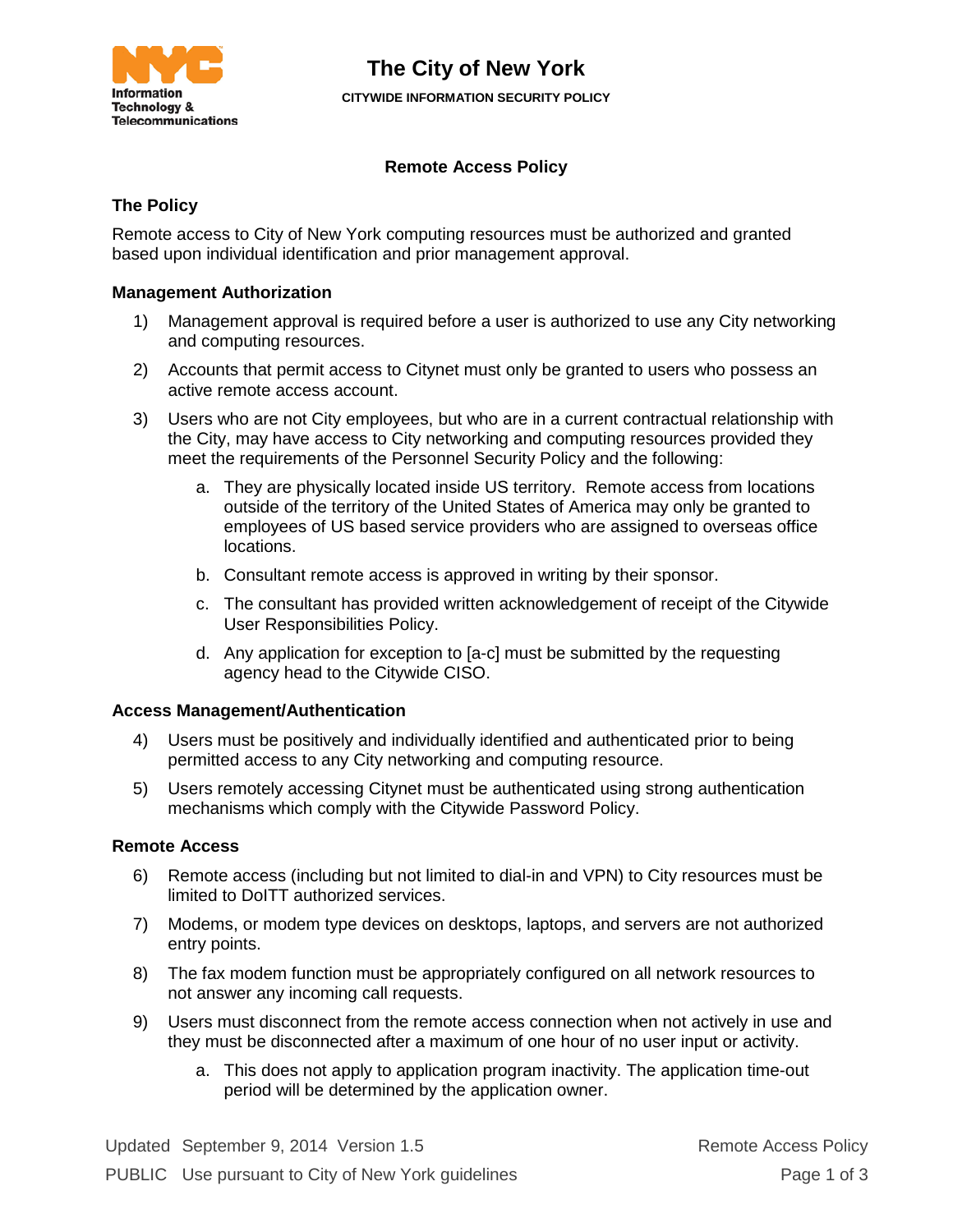# The City of New York

**CITYWIDE INFORMATION SECURITY POLICY**

## Remote Access Policy

### The Policy

Remote access to City of New York computing resources must be authorized and granted based upon individual identification and prior management approval.

### Management Authorization

1) Management approval is required before a user is authorized to use any City networking and computing resources.
2) Accounts that permit access to Citynet must only be granted to users who possess an active remote access account.
3) Users who are not City employees, but who are in a current contractual relationship with the City, may have access to City networking and computing resources provided they meet the requirements of the Personnel Security Policy and the following:
   a. They are physically located inside US territory. Remote access from locations outside of the territory of the United States of America may only be granted to employees of US based service providers who are assigned to overseas office locations.
   b. Consultant remote access is approved in writing by their sponsor.
   c. The consultant has provided written acknowledgement of receipt of the Citywide User Responsibilities Policy.
   d. Any application for exception to [a-c] must be submitted by the requesting agency head to the Citywide CISO.

### Access Management/Authentication

4) Users must be positively and individually identified and authenticated prior to being permitted access to any City networking and computing resource.
5) Users remotely accessing Citynet must be authenticated using strong authentication mechanisms which comply with the Citywide Password Policy.

### Remote Access

6) Remote access (including but not limited to dial-in and VPN) to City resources must be limited to DoITT authorized services.
7) Modems, or modem type devices on desktops, laptops, and servers are not authorized entry points.
8) The fax modem function must be appropriately configured on all network resources to not answer any incoming call requests.
9) Users must disconnect from the remote access connection when not actively in use and they must be disconnected after a maximum of one hour of no user input or activity.
   a. This does not apply to application program inactivity. The application time-out period will be determined by the application owner.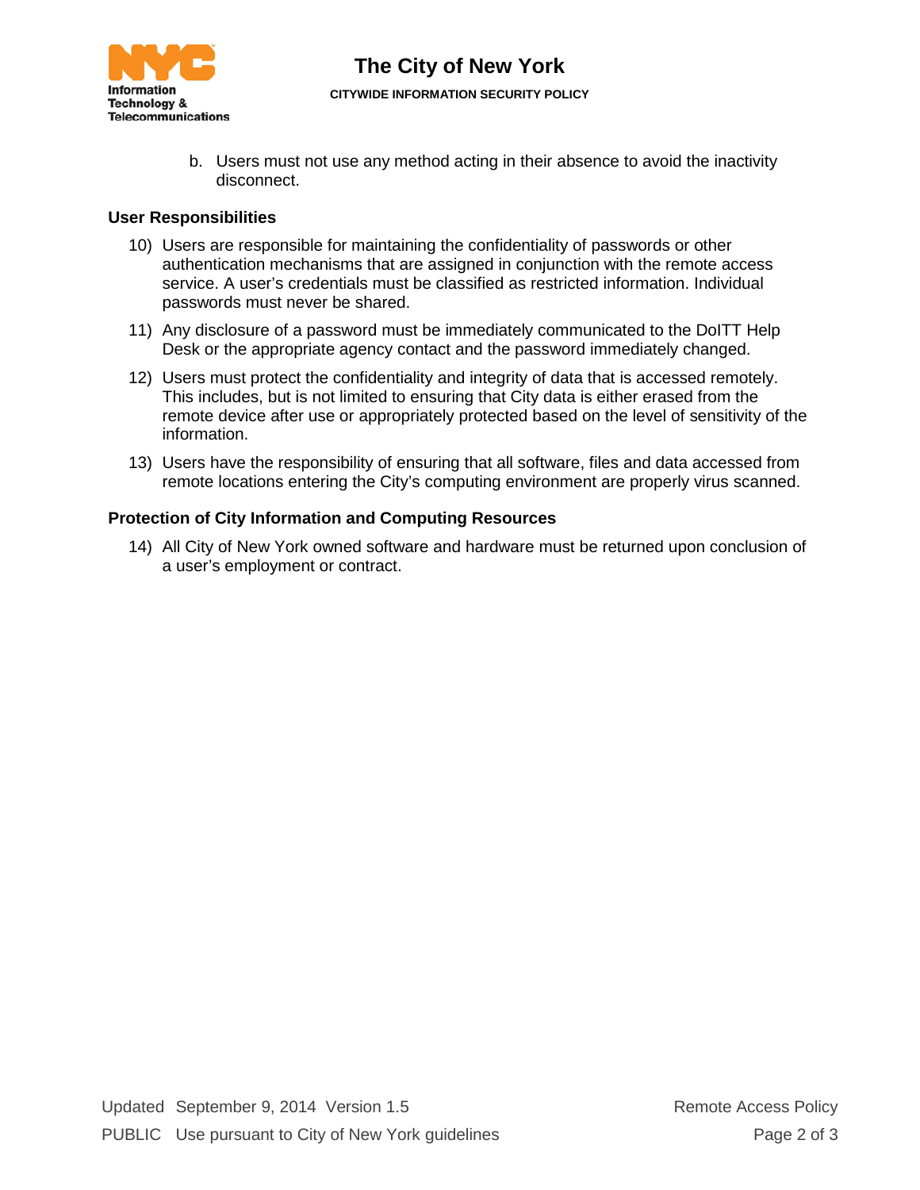b. Users must not use any method acting in their absence to avoid the inactivity disconnect.

### User Responsibilities

10) Users are responsible for maintaining the confidentiality of passwords or other authentication mechanisms that are assigned in conjunction with the remote access service. A user's credentials must be classified as restricted information. Individual passwords must never be shared.

11) Any disclosure of a password must be immediately communicated to the DoITT Help Desk or the appropriate agency contact and the password immediately changed.

12) Users must protect the confidentiality and integrity of data that is accessed remotely. This includes, but is not limited to ensuring that City data is either erased from the remote device after use or appropriately protected based on the level of sensitivity of the information.

13) Users have the responsibility of ensuring that all software, files and data accessed from remote locations entering the City's computing environment are properly virus scanned.

### Protection of City Information and Computing Resources

14) All City of New York owned software and hardware must be returned upon conclusion of a user's employment or contract.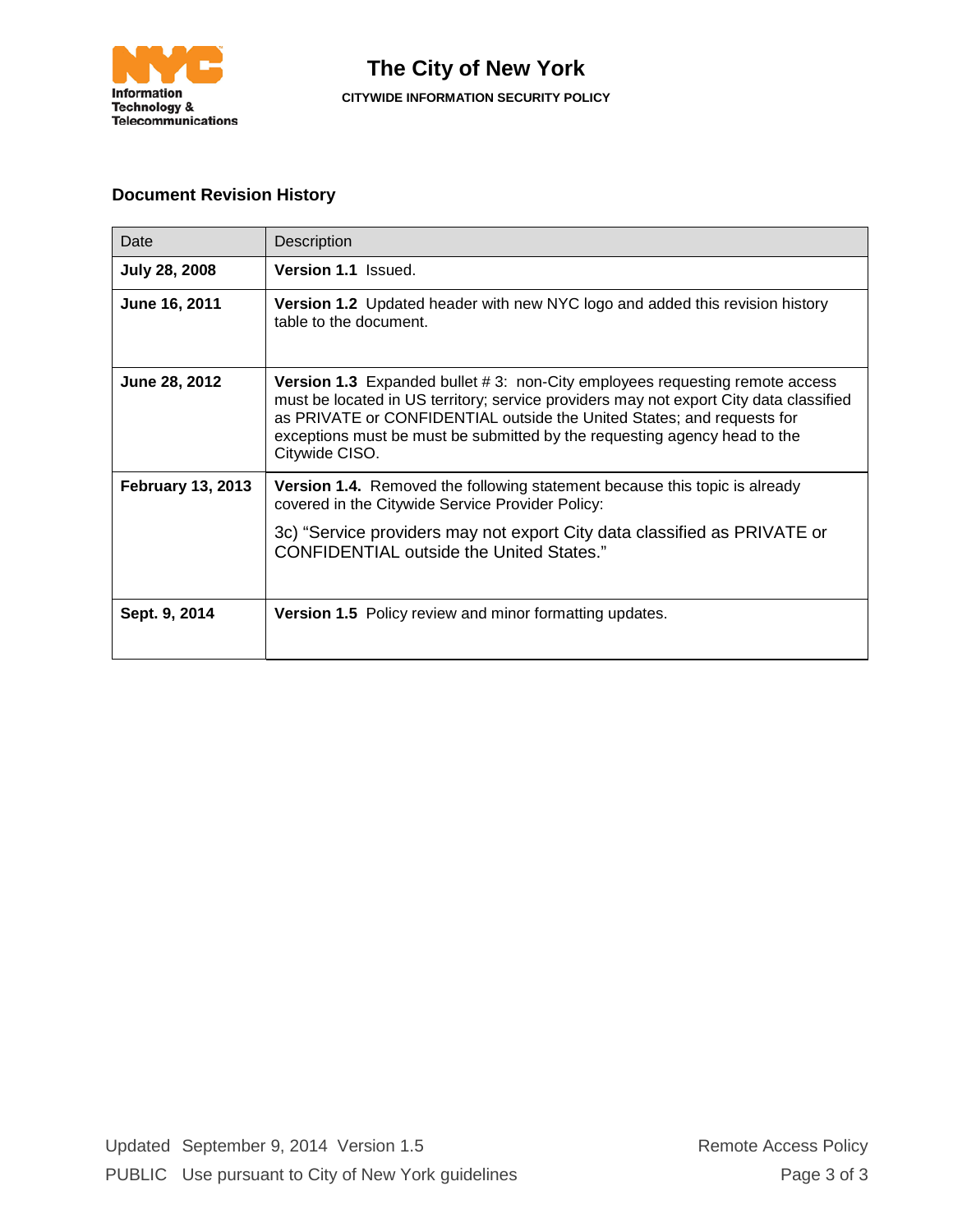## Document Revision History

| Date | Description |
| --- | --- |
| **July 28, 2008** | **Version 1.1** Issued. |
| **June 16, 2011** | **Version 1.2** Updated header with new NYC logo and added this revision history table to the document. |
| **June 28, 2012** | **Version 1.3** Expanded bullet # 3: non-City employees requesting remote access must be located in US territory; service providers may not export City data classified as PRIVATE or CONFIDENTIAL outside the United States; and requests for exceptions must be must be submitted by the requesting agency head to the Citywide CISO. |
| **February 13, 2013** | **Version 1.4.** Removed the following statement because this topic is already covered in the Citywide Service Provider Policy:<br><br>3c) “Service providers may not export City data classified as PRIVATE or CONFIDENTIAL outside the United States.” |
| **Sept. 9, 2014** | **Version 1.5** Policy review and minor formatting updates. |